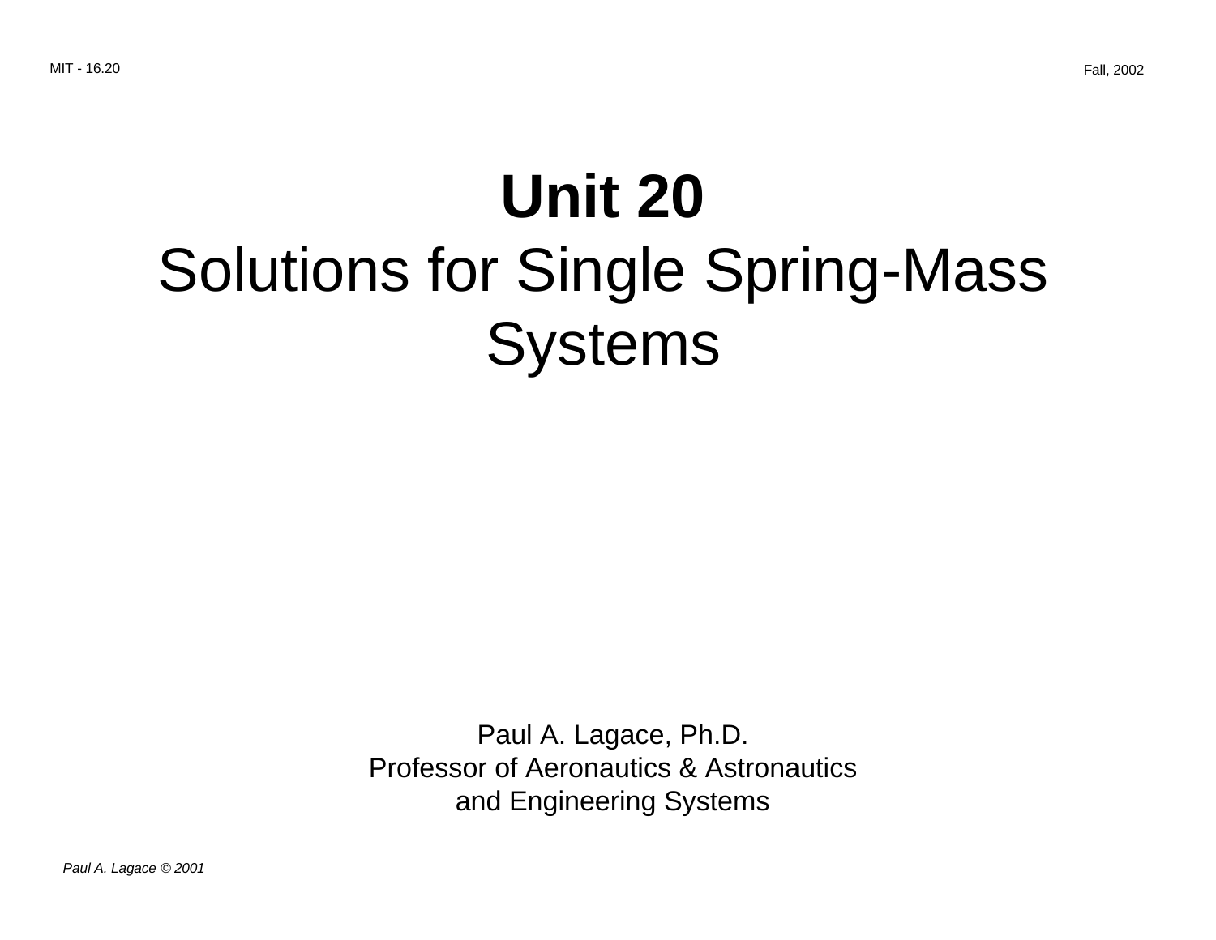# Unit 20

## Solutions for Single Spring-Mass Systems

Paul A. Lagace, Ph.D.
Professor of Aeronautics & Astronautics
and Engineering Systems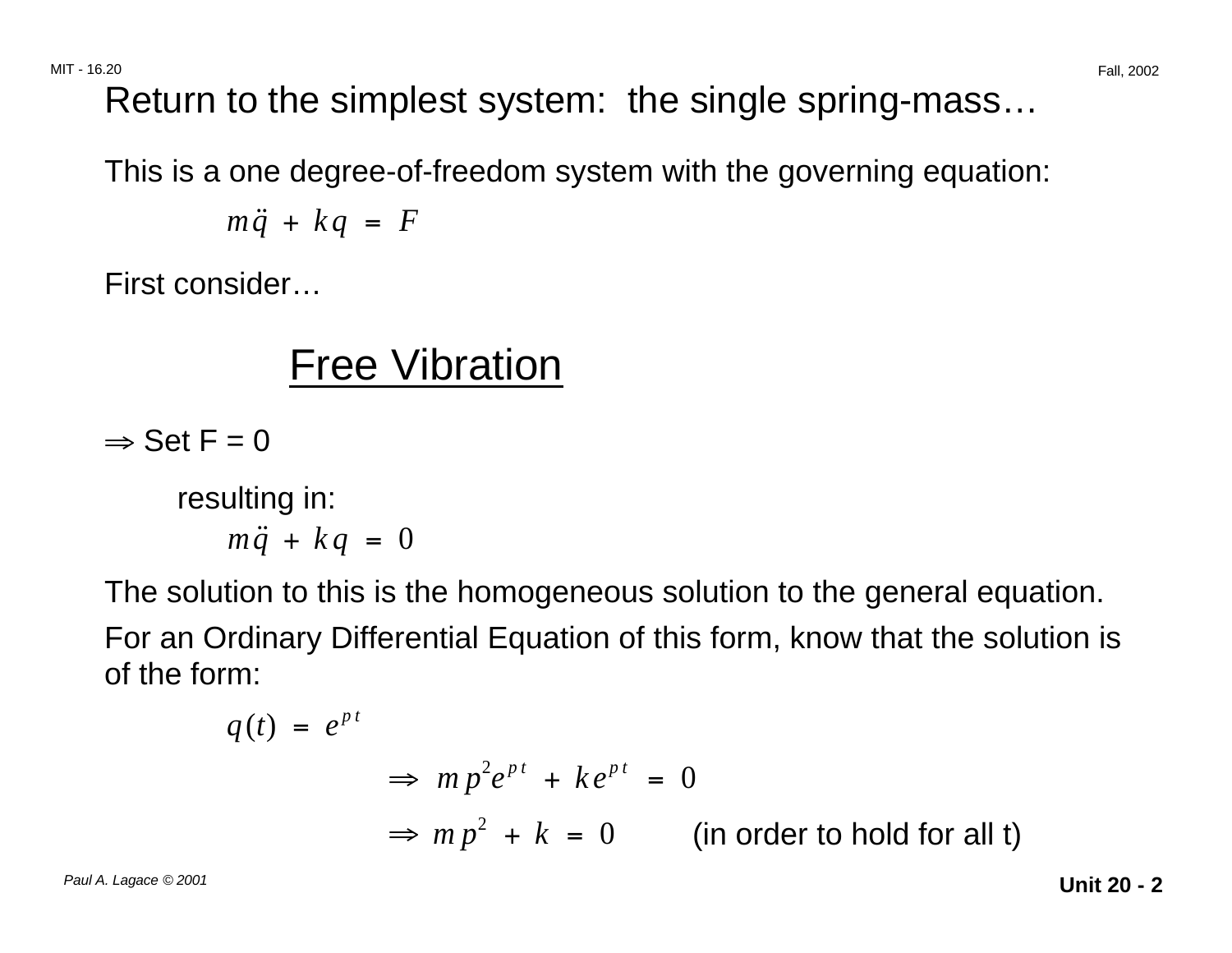# Return to the simplest system: the single spring-mass…

This is a one degree-of-freedom system with the governing equation:

$$m\ddot{q} + kq = F$$

First consider…

## Free Vibration

$\Rightarrow$ Set F = 0

resulting in:

$$m\ddot{q} + kq = 0$$

The solution to this is the homogeneous solution to the general equation.

For an Ordinary Differential Equation of this form, know that the solution is of the form:

$$q(t) = e^{pt}$$

$$\Rightarrow \; mp^2 e^{pt} + ke^{pt} = 0$$

$$\Rightarrow \; mp^2 + k = 0 \qquad \text{(in order to hold for all t)}$$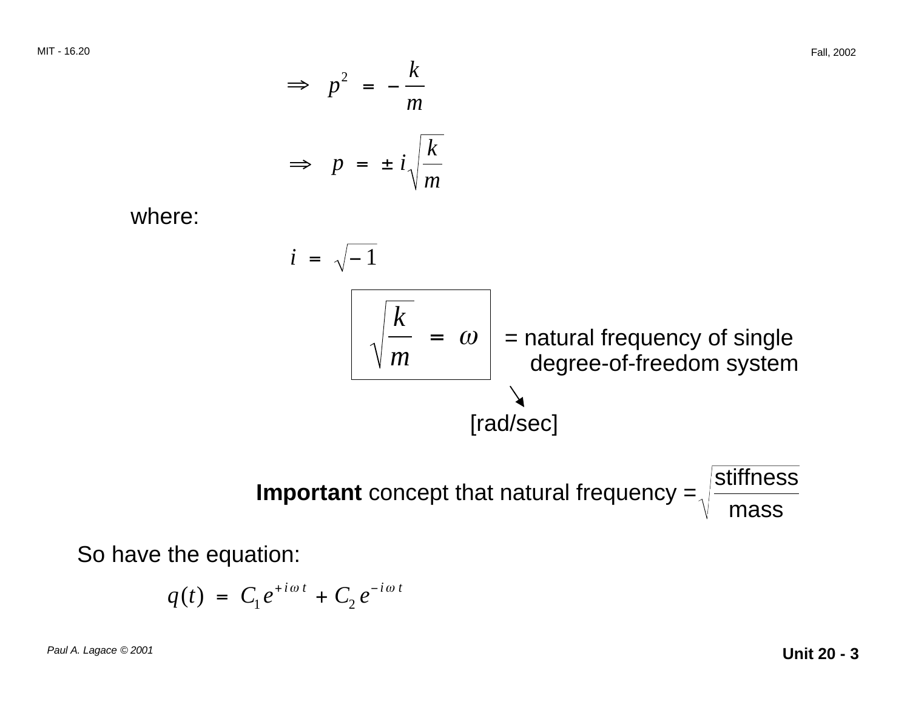$$\Rightarrow \quad p^2 = -\frac{k}{m}$$

$$\Rightarrow \quad p = \pm i\sqrt{\frac{k}{m}}$$

where:

$$i = \sqrt{-1}$$

$$\boxed{\sqrt{\frac{k}{m}} = \omega}$$

= natural frequency of single degree-of-freedom system

[rad/sec]

**Important** concept that natural frequency = $\sqrt{\dfrac{\text{stiffness}}{\text{mass}}}$

So have the equation:

$$q(t) = C_1 e^{+i\omega t} + C_2 e^{-i\omega t}$$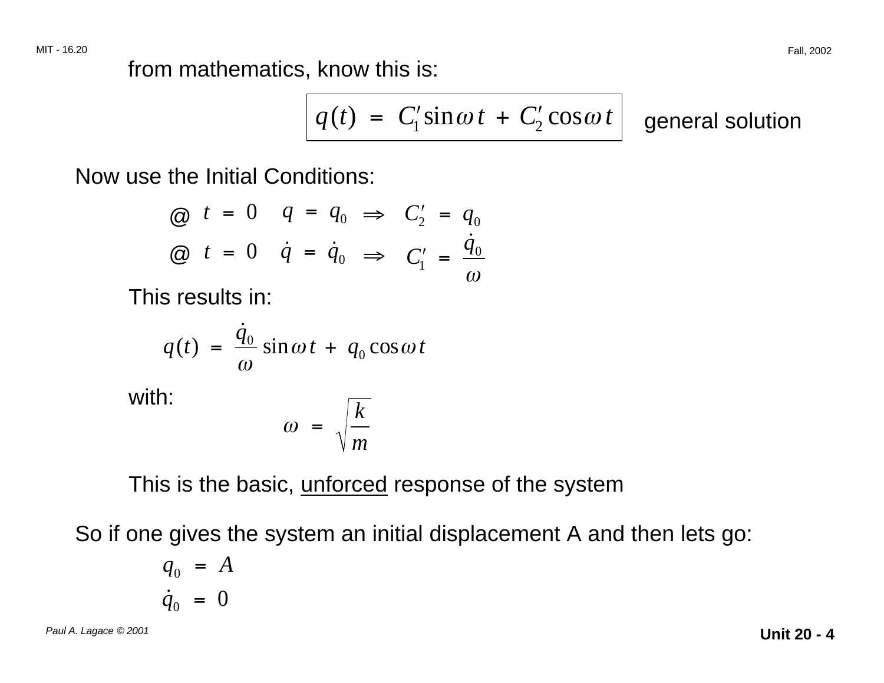from mathematics, know this is:

$$\boxed{q(t) = C_1' \sin \omega t + C_2' \cos \omega t} \quad \text{general solution}$$

Now use the Initial Conditions:

@ $t = 0 \quad q = q_0 \quad \Rightarrow \quad C_2' = q_0$

@ $t = 0 \quad \dot{q} = \dot{q}_0 \quad \Rightarrow \quad C_1' = \dfrac{\dot{q}_0}{\omega}$

This results in:

$$q(t) = \frac{\dot{q}_0}{\omega} \sin \omega t + q_0 \cos \omega t$$

with:

$$\omega = \sqrt{\frac{k}{m}}$$

This is the basic, unforced response of the system

So if one gives the system an initial displacement A and then lets go:

$$q_0 = A$$

$$\dot{q}_0 = 0$$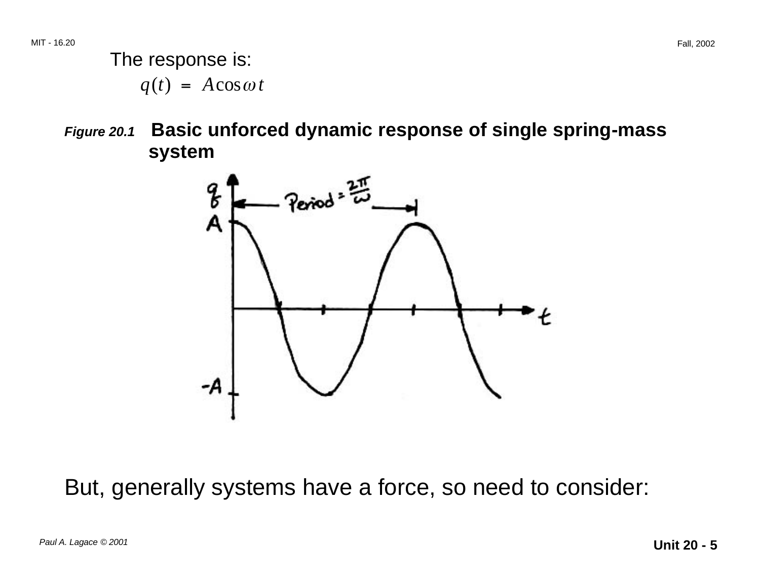The response is:

$$q(t) = A\cos\omega t$$

***Figure 20.1*** **Basic unforced dynamic response of single spring-mass system**

But, generally systems have a force, so need to consider: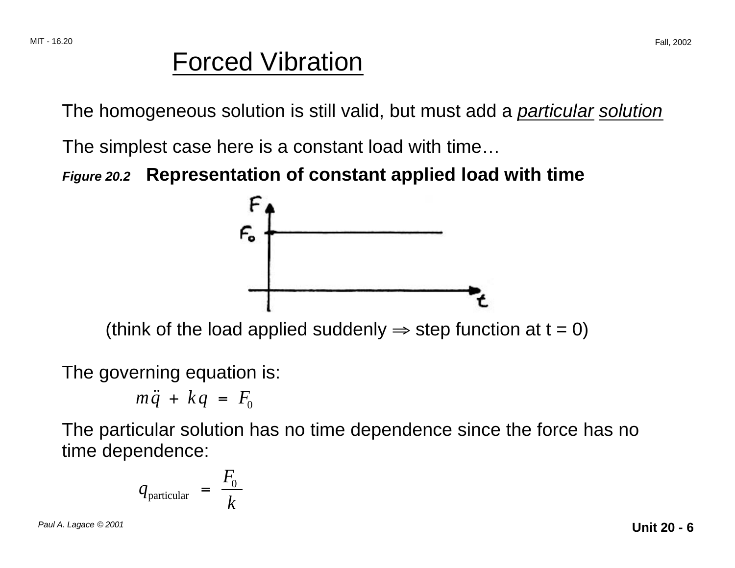# Forced Vibration

The homogeneous solution is still valid, but must add a *particular solution*

The simplest case here is a constant load with time…

***Figure 20.2*** **Representation of constant applied load with time**

(think of the load applied suddenly ⇒ step function at t = 0)

The governing equation is:

$$m\ddot{q} + kq = F_0$$

The particular solution has no time dependence since the force has no time dependence:

$$q_{\text{particular}} = \frac{F_0}{k}$$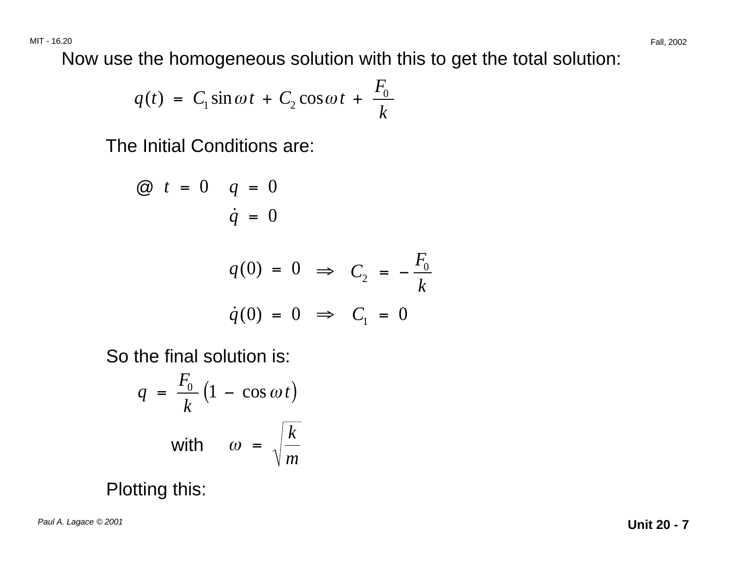Now use the homogeneous solution with this to get the total solution:

$$q(t) = C_1 \sin \omega t + C_2 \cos \omega t + \frac{F_0}{k}$$

The Initial Conditions are:

$$@ \quad t = 0 \quad q = 0$$

$$\dot{q} = 0$$

$$q(0) = 0 \quad \Rightarrow \quad C_2 = -\frac{F_0}{k}$$

$$\dot{q}(0) = 0 \quad \Rightarrow \quad C_1 = 0$$

So the final solution is:

$$q = \frac{F_0}{k}\left(1 - \cos \omega t\right)$$

with $\omega = \sqrt{\frac{k}{m}}$

Plotting this: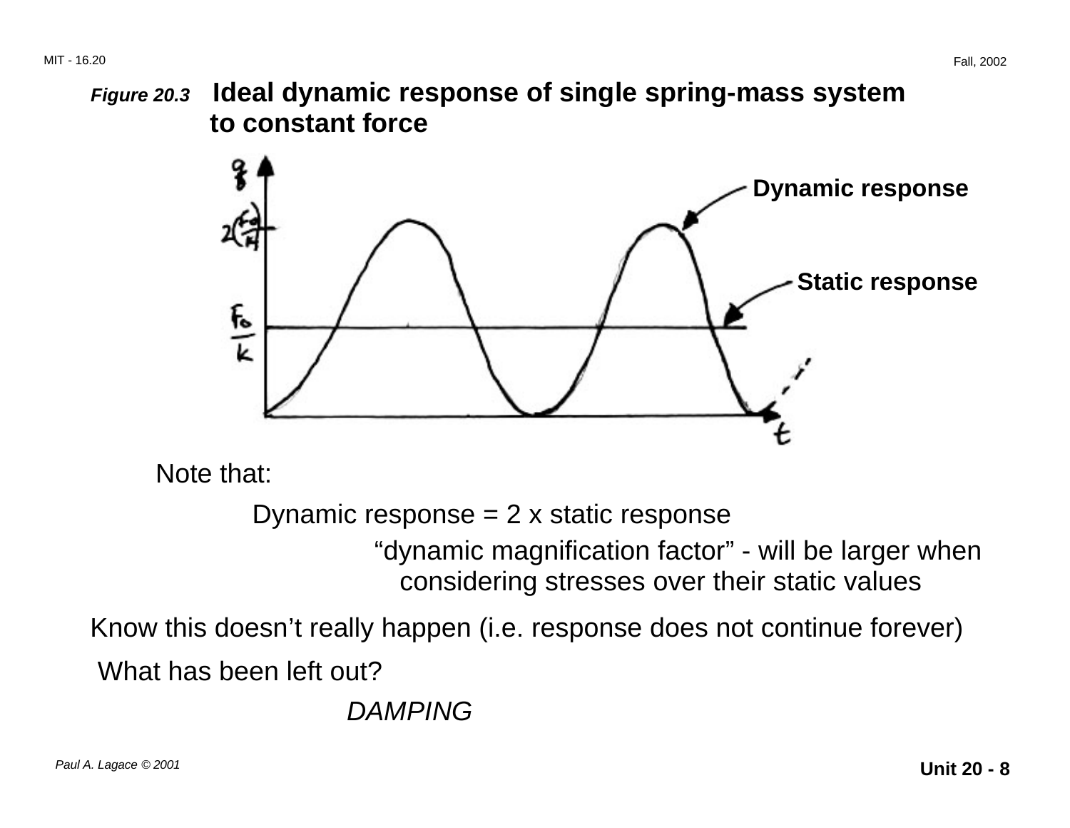***Figure 20.3*** **Ideal dynamic response of single spring-mass system to constant force**

Note that:

Dynamic response = 2 x static response

"dynamic magnification factor" - will be larger when considering stresses over their static values

Know this doesn't really happen (i.e. response does not continue forever)

What has been left out?

*DAMPING*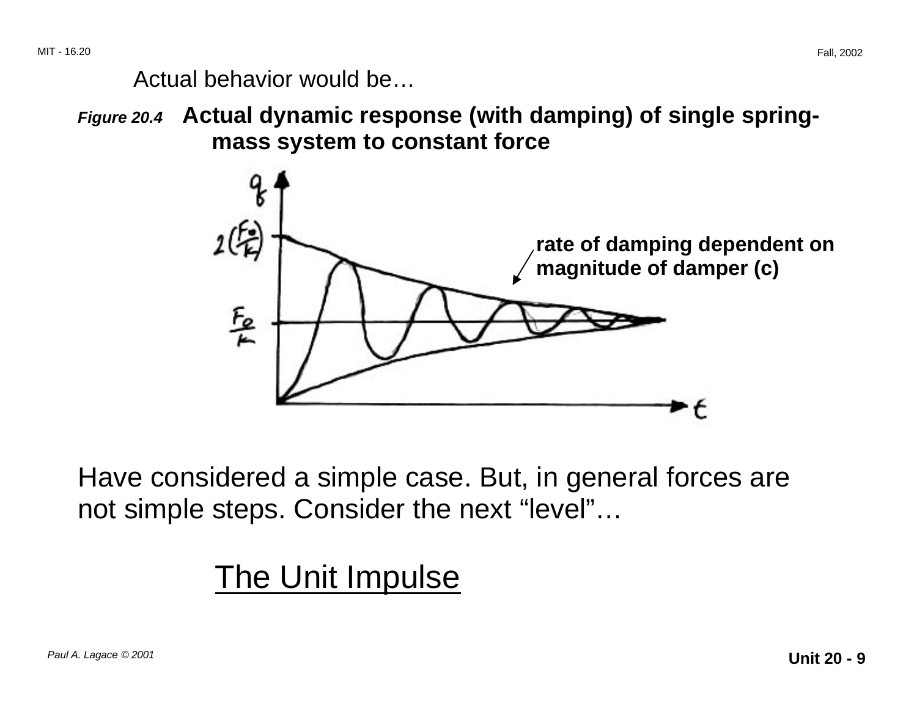Actual behavior would be…

***Figure 20.4*** **Actual dynamic response (with damping) of single spring-mass system to constant force**

Have considered a simple case. But, in general forces are not simple steps. Consider the next "level"…

## The Unit Impulse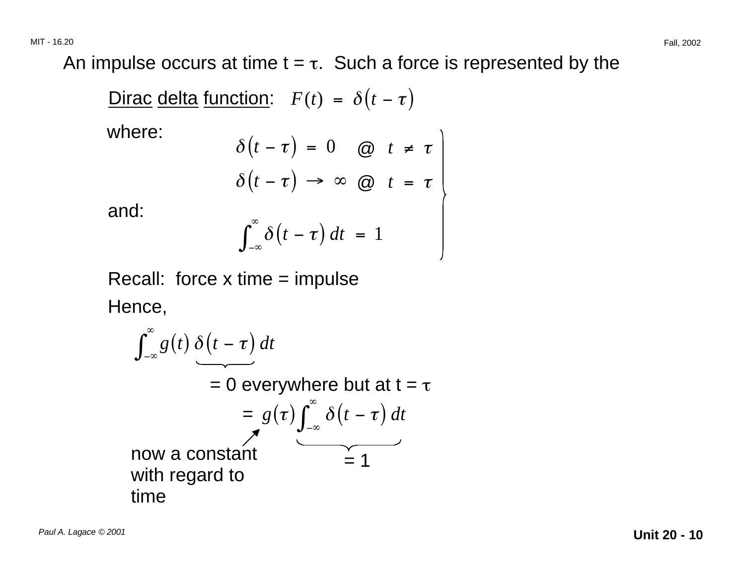An impulse occurs at time t = $\tau$. Such a force is represented by the

<u>Dirac delta function</u>: $F(t) = \delta(t - \tau)$

where:

$$\left.\begin{array}{ll} \delta(t-\tau) = 0 & @ \; t \neq \tau \\ \delta(t-\tau) \rightarrow \infty & @ \; t = \tau \end{array}\right\}$$

and:

$$\int_{-\infty}^{\infty} \delta(t - \tau)\, dt = 1$$

Recall: force x time = impulse

Hence,

$$\int_{-\infty}^{\infty} g(t) \underbrace{\delta(t - \tau)}_{= 0 \text{ everywhere but at } t = \tau} dt$$

$$= g(\tau) \underbrace{\int_{-\infty}^{\infty} \delta(t - \tau)\, dt}_{= 1}$$

$g(\tau)$: now a constant with regard to time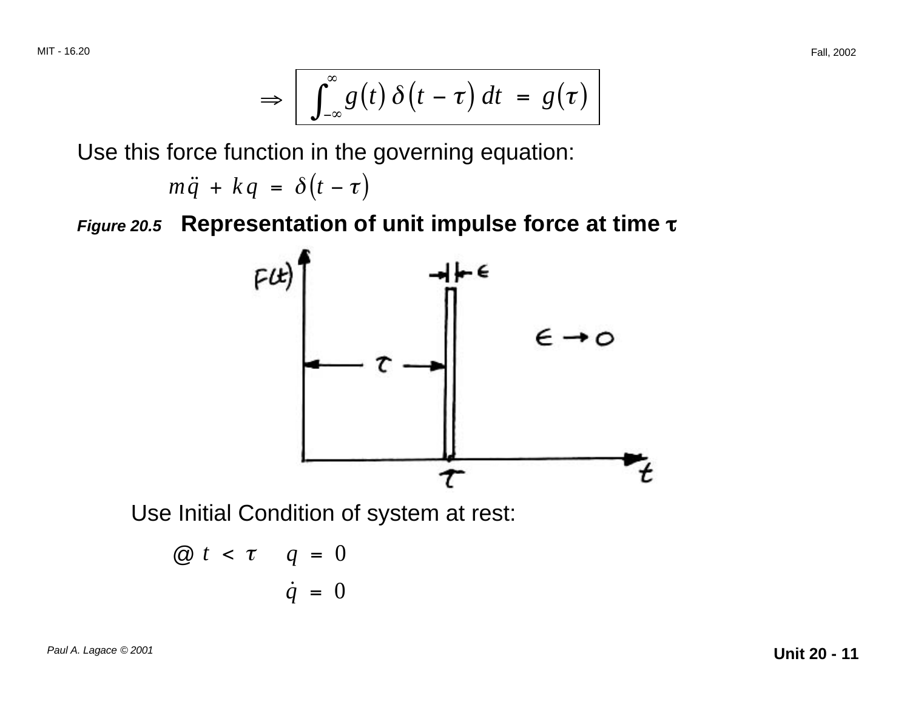$$\Rightarrow \boxed{\int_{-\infty}^{\infty} g(t)\, \delta(t - \tau)\, dt = g(\tau)}$$

Use this force function in the governing equation:

$$m\ddot{q} + kq = \delta(t - \tau)$$

***Figure 20.5*** **Representation of unit impulse force at time $\tau$**

Use Initial Condition of system at rest:

$$@\ t < \tau \quad q = 0$$

$$\dot{q} = 0$$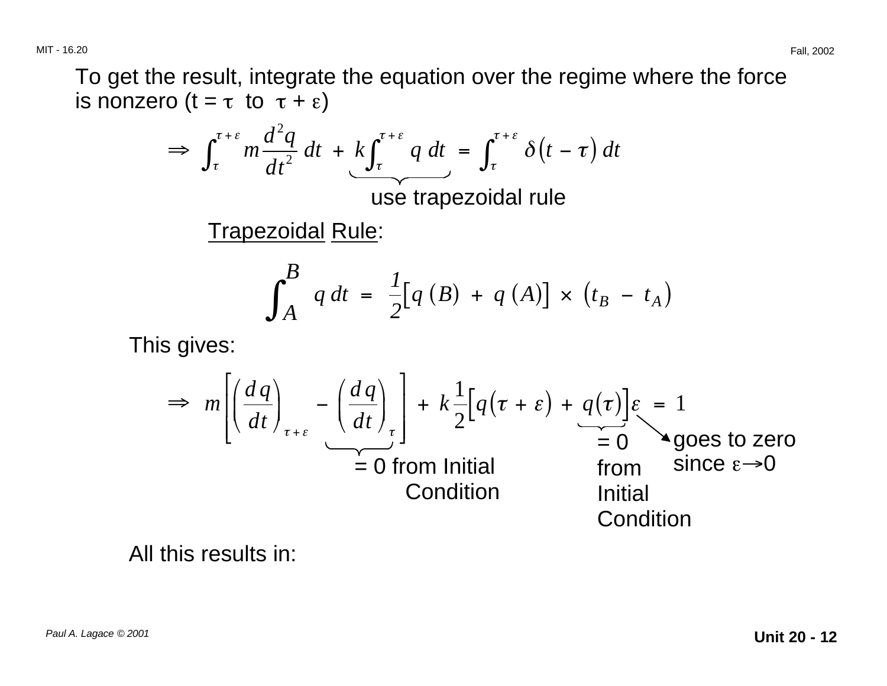To get the result, integrate the equation over the regime where the force is nonzero (t = $\tau$ to $\tau + \varepsilon$)

$$\Rightarrow \int_{\tau}^{\tau + \varepsilon} m \frac{d^2 q}{dt^2} \, dt \; + \; \underbrace{k \int_{\tau}^{\tau + \varepsilon} q \, dt}_{\text{use trapezoidal rule}} \; = \; \int_{\tau}^{\tau + \varepsilon} \delta(t - \tau) \, dt$$

Trapezoidal Rule:

$$\int_A^B q \, dt \; = \; \frac{1}{2}\left[q(B) \; + \; q(A)\right] \times \left(t_B \; - \; t_A\right)$$

This gives:

$$\Rightarrow \; m\left[\left(\frac{dq}{dt}\right)_{\tau + \varepsilon} - \underbrace{\left(\frac{dq}{dt}\right)_{\tau}}_{= 0 \text{ from Initial Condition}}\right] + k\frac{1}{2}\left[q(\tau + \varepsilon) + \underbrace{q(\tau)}_{= 0 \text{ from Initial Condition}}\right]\varepsilon \; = \; 1$$

where the $\varepsilon$ term goes to zero since $\varepsilon \rightarrow 0$

All this results in: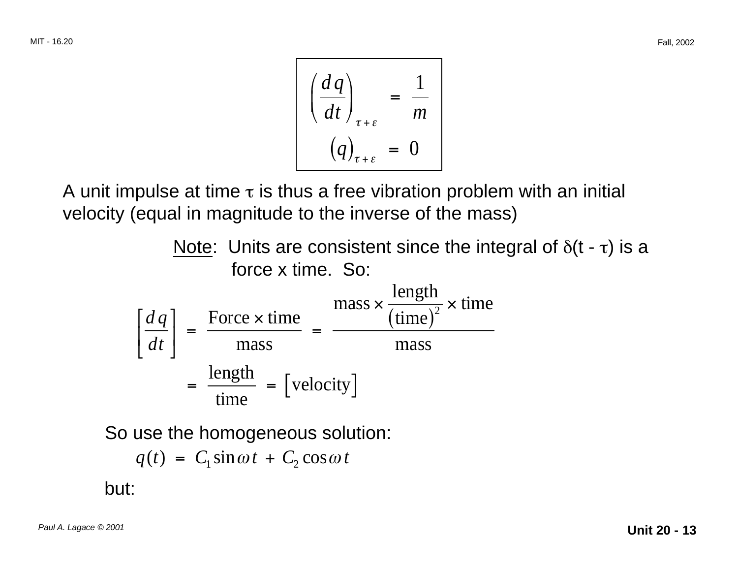$$\left(\frac{dq}{dt}\right)_{\tau+\varepsilon} = \frac{1}{m}$$

$$\left(q\right)_{\tau+\varepsilon} = 0$$

A unit impulse at time $\tau$ is thus a free vibration problem with an initial velocity (equal in magnitude to the inverse of the mass)

Note: Units are consistent since the integral of $\delta(t - \tau)$ is a force x time. So:

$$\left[\frac{dq}{dt}\right] = \frac{\text{Force} \times \text{time}}{\text{mass}} = \frac{\text{mass} \times \dfrac{\text{length}}{(\text{time})^2} \times \text{time}}{\text{mass}}$$

$$= \frac{\text{length}}{\text{time}} = \left[\text{velocity}\right]$$

So use the homogeneous solution:

$$q(t) = C_1 \sin\omega t + C_2 \cos\omega t$$

but: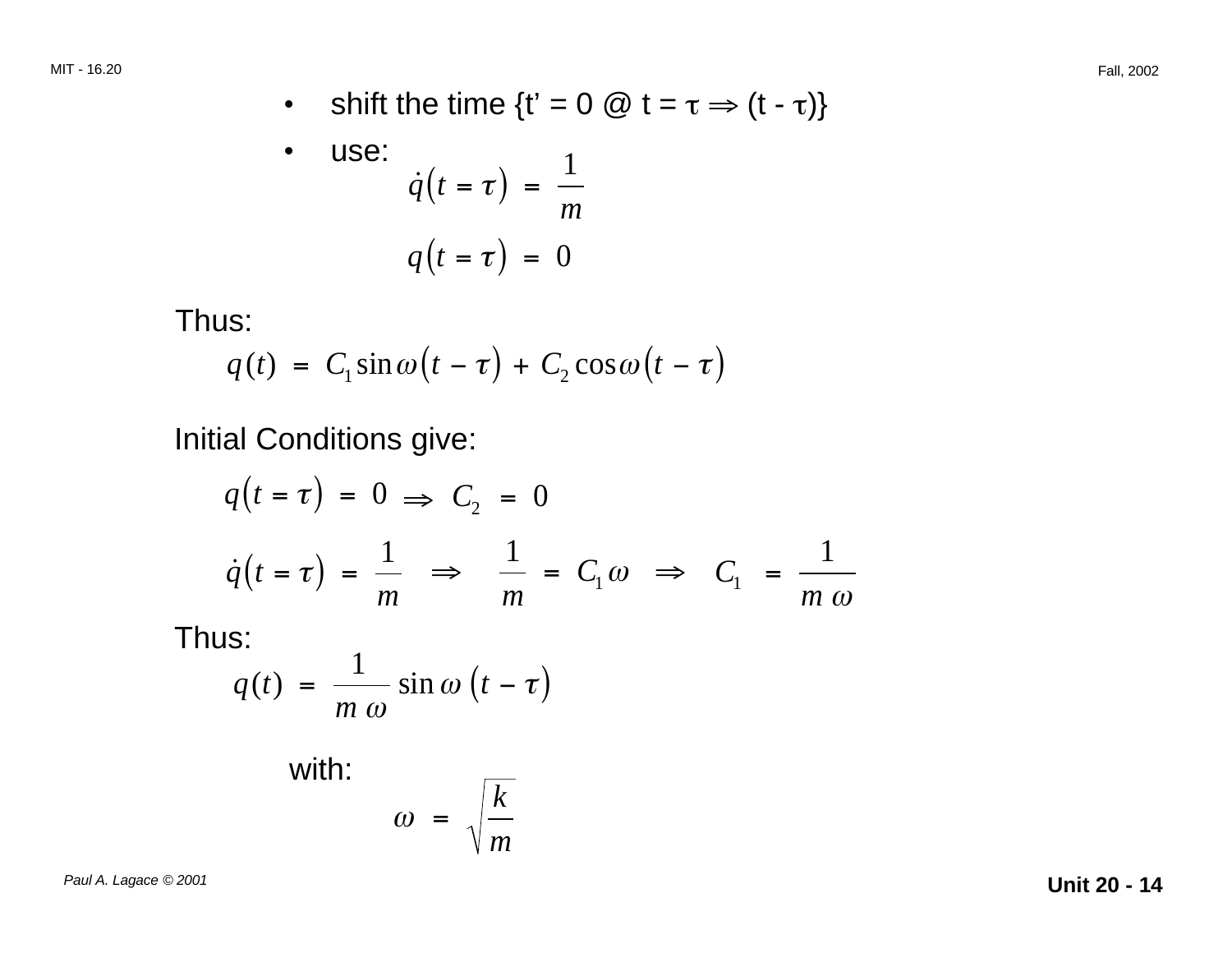- shift the time {t' = 0 @ t = $\tau \Rightarrow (t - \tau)$}
- use:

$$\dot{q}(t = \tau) = \frac{1}{m}$$

$$q(t = \tau) = 0$$

Thus:

$$q(t) = C_1 \sin\omega(t - \tau) + C_2 \cos\omega(t - \tau)$$

Initial Conditions give:

$$q(t = \tau) = 0 \Rightarrow C_2 = 0$$

$$\dot{q}(t = \tau) = \frac{1}{m} \Rightarrow \frac{1}{m} = C_1 \omega \Rightarrow C_1 = \frac{1}{m\,\omega}$$

Thus:

$$q(t) = \frac{1}{m\,\omega} \sin\omega\,(t - \tau)$$

with:

$$\omega = \sqrt{\frac{k}{m}}$$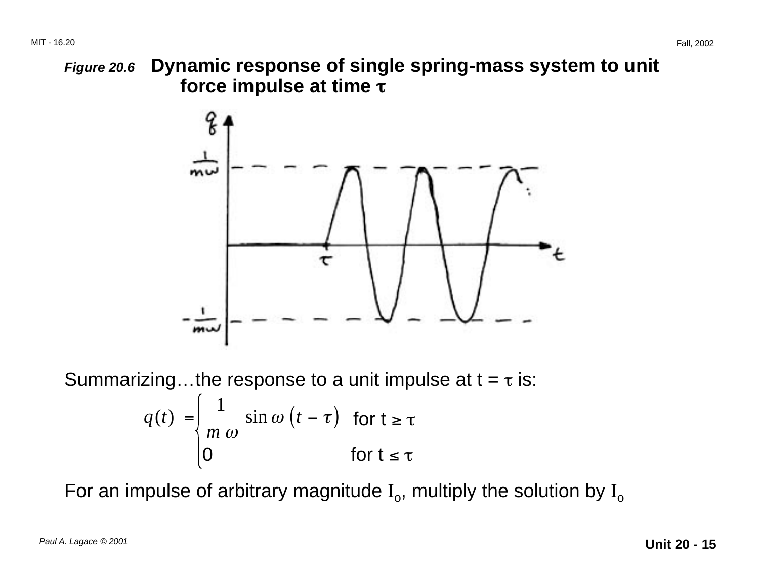*Figure 20.6* **Dynamic response of single spring-mass system to unit force impulse at time $\tau$**

Summarizing…the response to a unit impulse at t = $\tau$ is:

$$q(t) = \begin{cases} \dfrac{1}{m\,\omega} \sin \omega \left(t - \tau\right) & \text{for } t \geq \tau \\ 0 & \text{for } t \leq \tau \end{cases}$$

For an impulse of arbitrary magnitude $I_o$, multiply the solution by $I_o$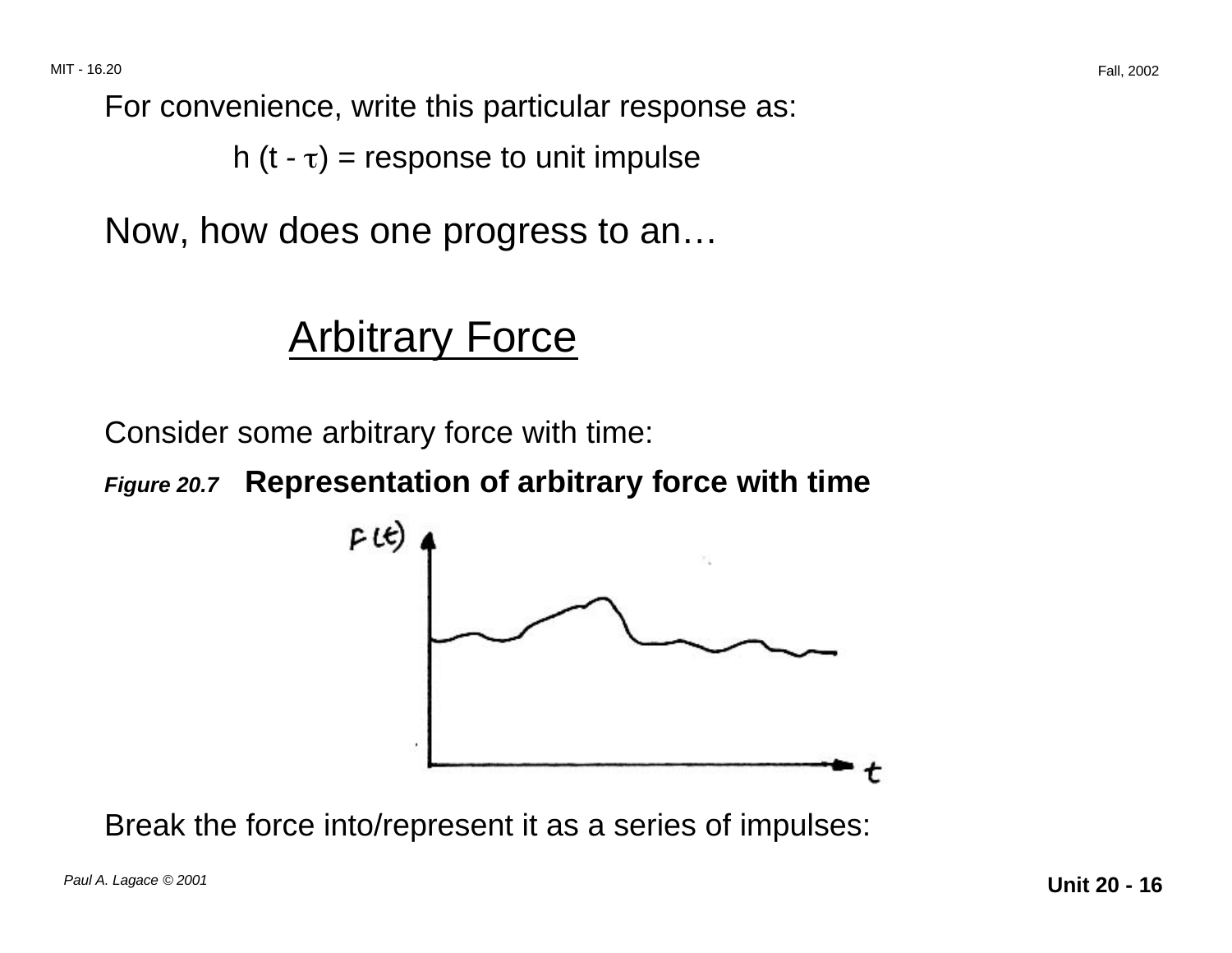For convenience, write this particular response as:

$$h\,(t - \tau) = \text{response to unit impulse}$$

Now, how does one progress to an…

## Arbitrary Force

Consider some arbitrary force with time:

***Figure 20.7*** **Representation of arbitrary force with time**

Break the force into/represent it as a series of impulses: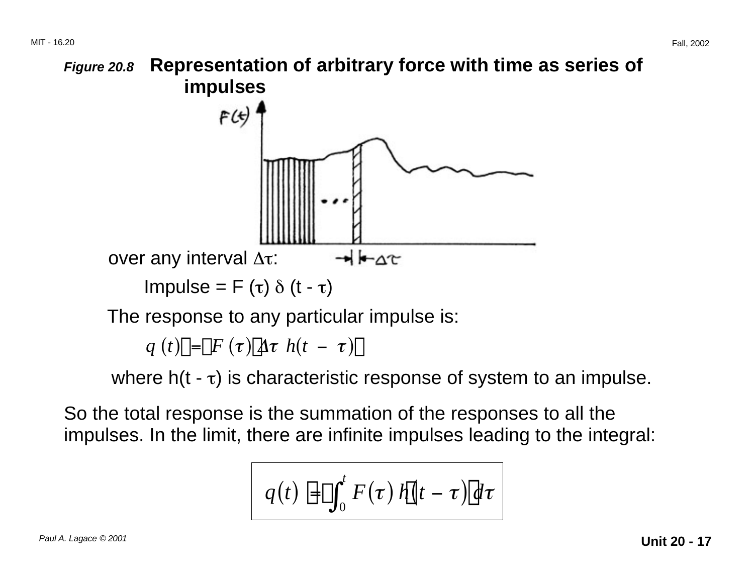*Figure 20.8* **Representation of arbitrary force with time as series of impulses**

over any interval $\Delta\tau$:

Impulse = $F(\tau)\,\delta(t - \tau)$

The response to any particular impulse is:

$$q(t) = F(\tau)\,\Delta\tau\;h(t - \tau)$$

where $h(t - \tau)$ is characteristic response of system to an impulse.

So the total response is the summation of the responses to all the impulses. In the limit, there are infinite impulses leading to the integral:

$$q(t) = \int_0^t F(\tau)\,h(t - \tau)\,d\tau$$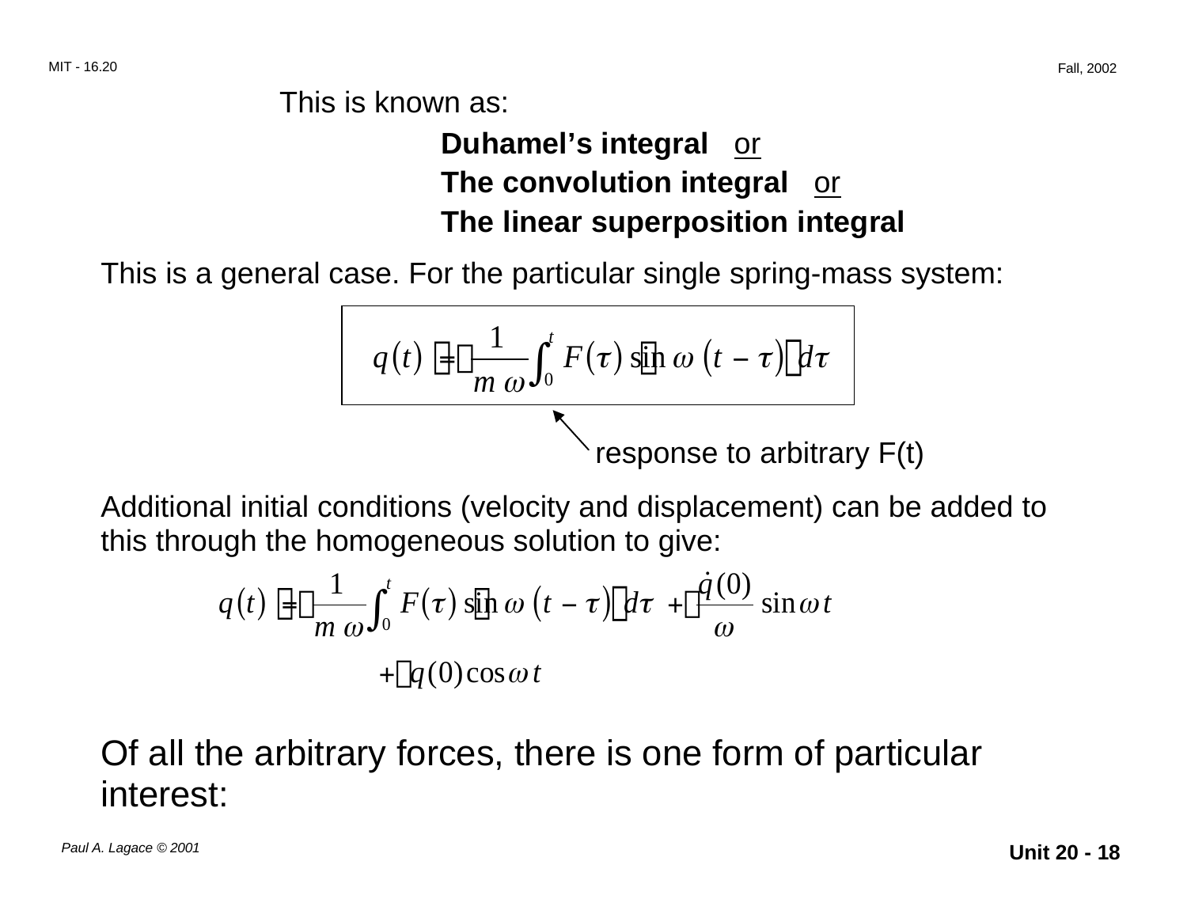This is known as:

**Duhamel's integral** or
**The convolution integral** or
**The linear superposition integral**

This is a general case. For the particular single spring-mass system:

$$q(t) = \frac{1}{m\,\omega}\int_0^t F(\tau)\,\sin\omega\,(t-\tau)\,d\tau$$

response to arbitrary F(t)

Additional initial conditions (velocity and displacement) can be added to this through the homogeneous solution to give:

$$q(t) = \frac{1}{m\,\omega}\int_0^t F(\tau)\,\sin\omega\,(t-\tau)\,d\tau + \frac{\dot{q}(0)}{\omega}\sin\omega t + q(0)\cos\omega t$$

Of all the arbitrary forces, there is one form of particular interest: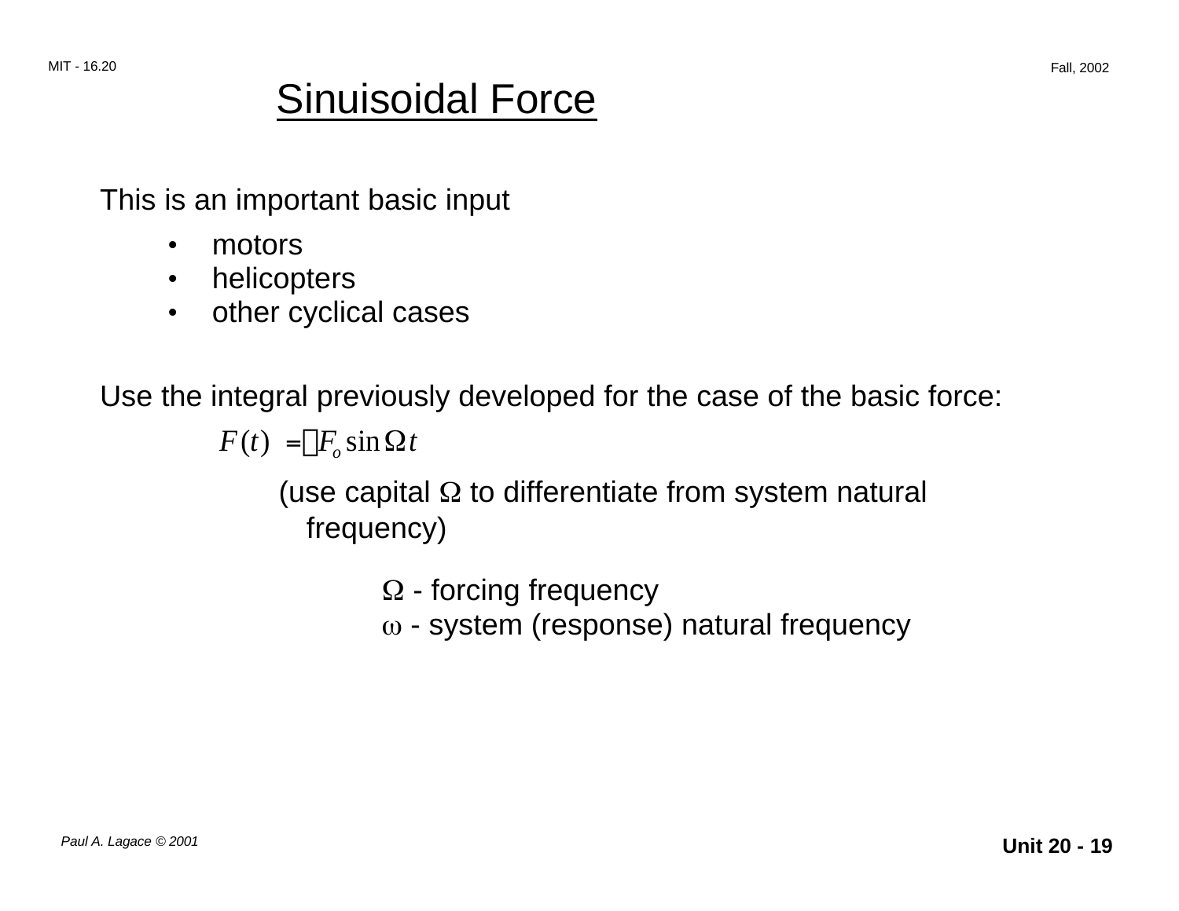# Sinuisoidal Force

This is an important basic input

- motors
- helicopters
- other cyclical cases

Use the integral previously developed for the case of the basic force:

$$F(t) = F_o \sin \Omega t$$

(use capital $\Omega$ to differentiate from system natural frequency)

$\Omega$ - forcing frequency
$\omega$ - system (response) natural frequency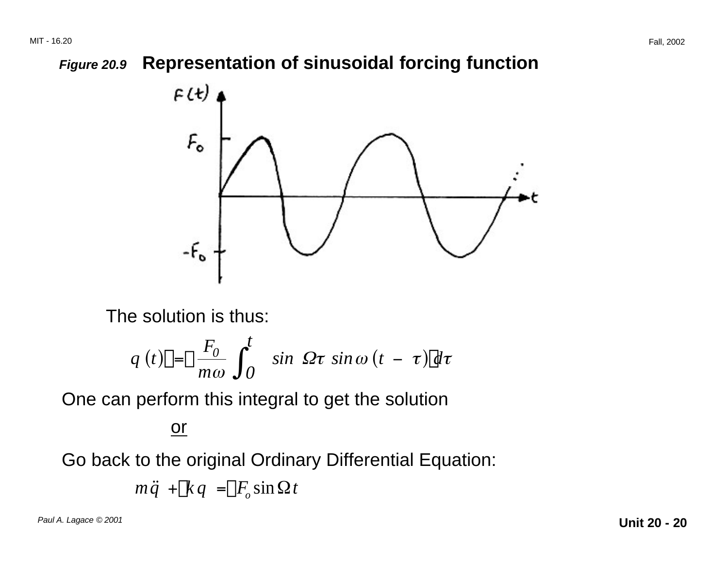*Figure 20.9* **Representation of sinusoidal forcing function**

The solution is thus:

$$q(t) = \frac{F_0}{m\omega} \int_0^t \sin \Omega\tau \, \sin\omega(t - \tau) \, d\tau$$

One can perform this integral to get the solution

or

Go back to the original Ordinary Differential Equation:

$$m\ddot{q} + kq = F_o \sin \Omega t$$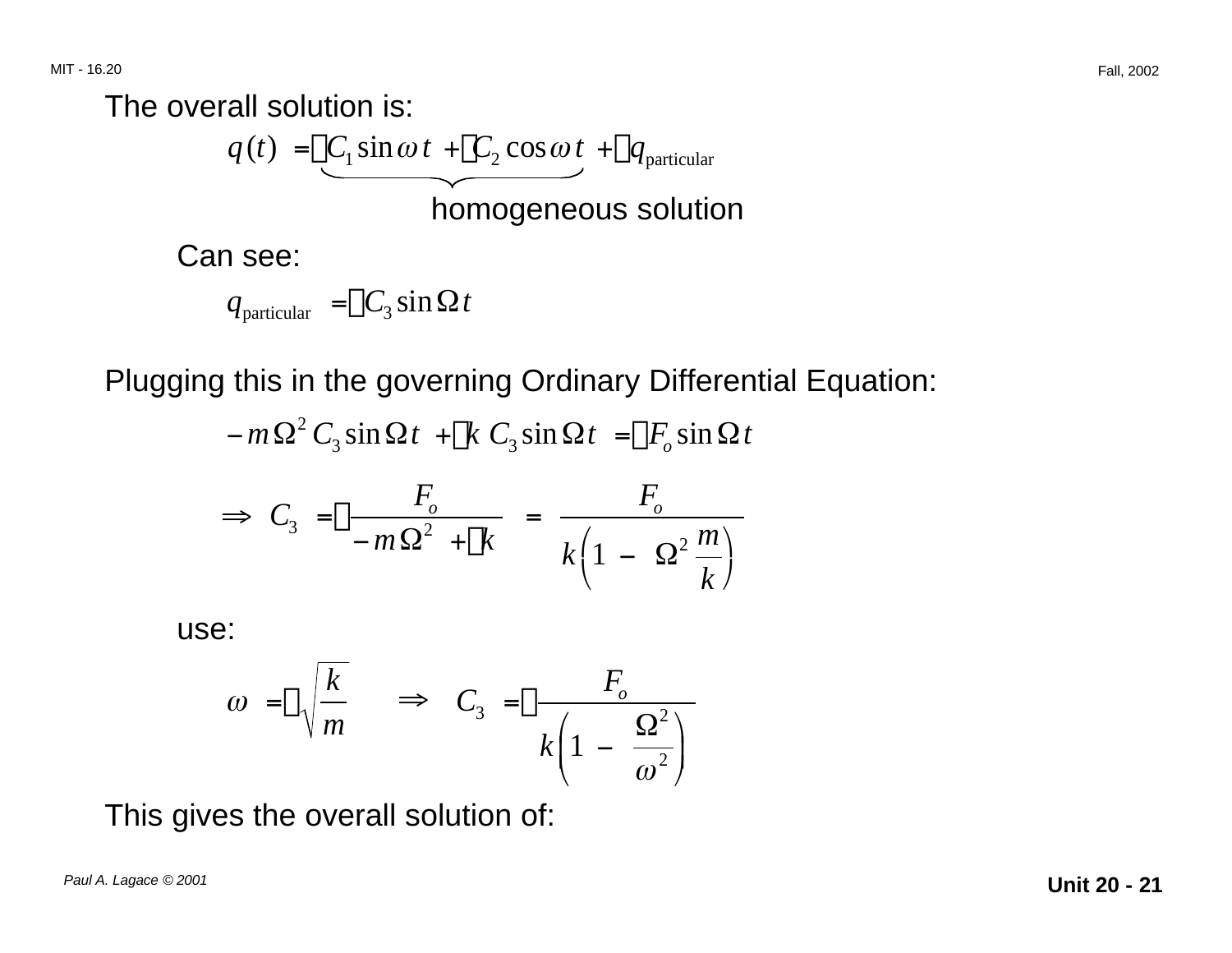The overall solution is:

$$q(t) = \underbrace{C_1 \sin \omega t + C_2 \cos \omega t}_{\text{homogeneous solution}} + q_{\text{particular}}$$

Can see:

$$q_{\text{particular}} = C_3 \sin \Omega t$$

Plugging this in the governing Ordinary Differential Equation:

$$-m\Omega^2 C_3 \sin \Omega t + k\, C_3 \sin \Omega t = F_o \sin \Omega t$$

$$\Rightarrow \; C_3 = \frac{F_o}{-m\Omega^2 + k} = \frac{F_o}{k\left(1 - \Omega^2 \dfrac{m}{k}\right)}$$

use:

$$\omega = \sqrt{\frac{k}{m}} \qquad \Rightarrow \quad C_3 = \frac{F_o}{k\left(1 - \dfrac{\Omega^2}{\omega^2}\right)}$$

This gives the overall solution of: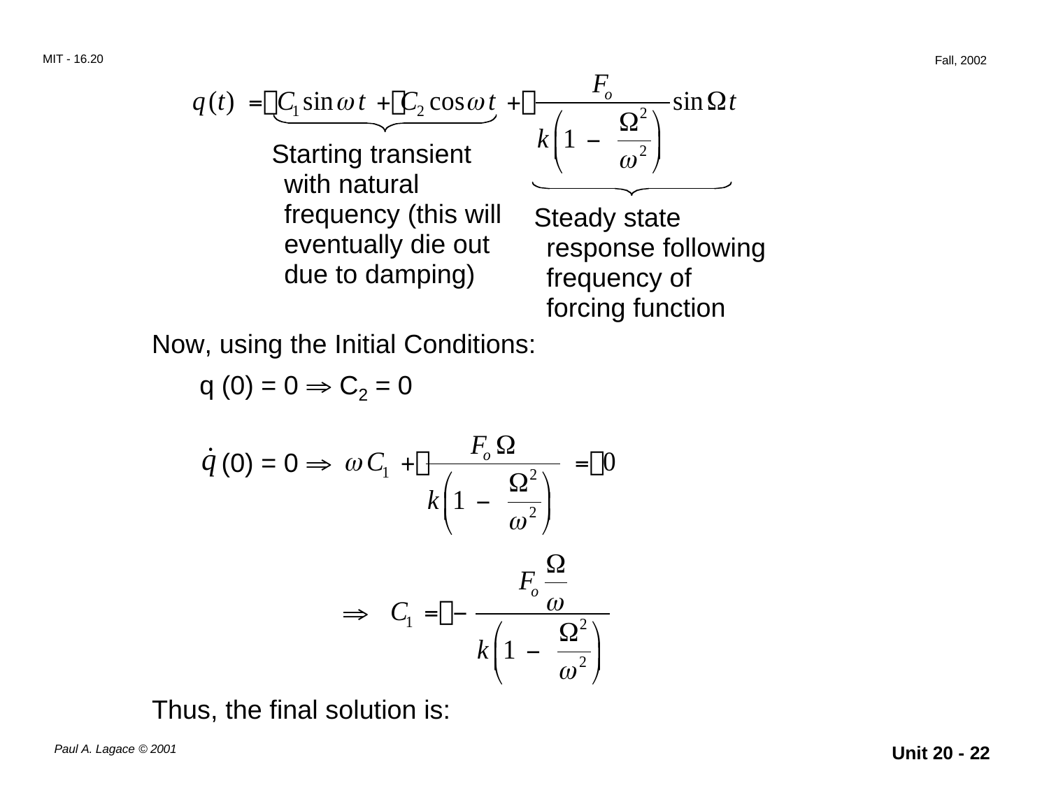$$q(t) = \underbrace{C_1 \sin \omega t + C_2 \cos \omega t}_{\text{Starting transient with natural frequency (this will eventually die out due to damping)}} + \underbrace{\frac{F_o}{k\left(1 - \frac{\Omega^2}{\omega^2}\right)} \sin \Omega t}_{\text{Steady state response following frequency of forcing function}}$$

Starting transient with natural frequency (this will eventually die out due to damping)

Steady state response following frequency of forcing function

Now, using the Initial Conditions:

$q(0) = 0 \Rightarrow C_2 = 0$

$$\dot{q}(0) = 0 \Rightarrow \omega C_1 + \frac{F_o \Omega}{k\left(1 - \frac{\Omega^2}{\omega^2}\right)} = 0$$

$$\Rightarrow \quad C_1 = -\frac{F_o \frac{\Omega}{\omega}}{k\left(1 - \frac{\Omega^2}{\omega^2}\right)}$$

Thus, the final solution is: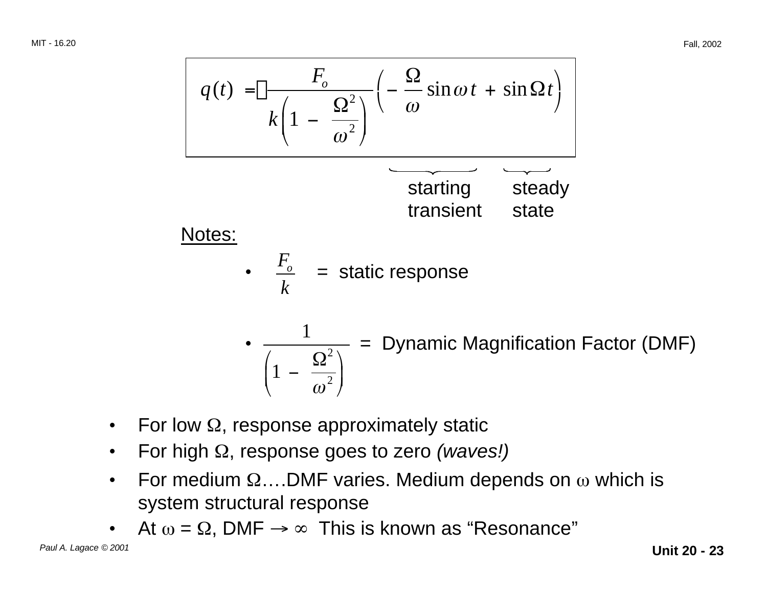$$q(t) = \frac{F_o}{k\left(1 - \frac{\Omega^2}{\omega^2}\right)} \left( - \frac{\Omega}{\omega} \sin \omega t + \sin \Omega t \right)$$

$-\frac{\Omega}{\omega} \sin \omega t$: starting transient

$\sin \Omega t$: steady state

Notes:

- $\frac{F_o}{k}$ = static response
- $\frac{1}{\left(1 - \frac{\Omega^2}{\omega^2}\right)}$ = Dynamic Magnification Factor (DMF)

- For low $\Omega$, response approximately static
- For high $\Omega$, response goes to zero *(waves!)*
- For medium $\Omega$….DMF varies. Medium depends on $\omega$ which is system structural response
- At $\omega = \Omega$, DMF $\rightarrow \infty$ This is known as "Resonance"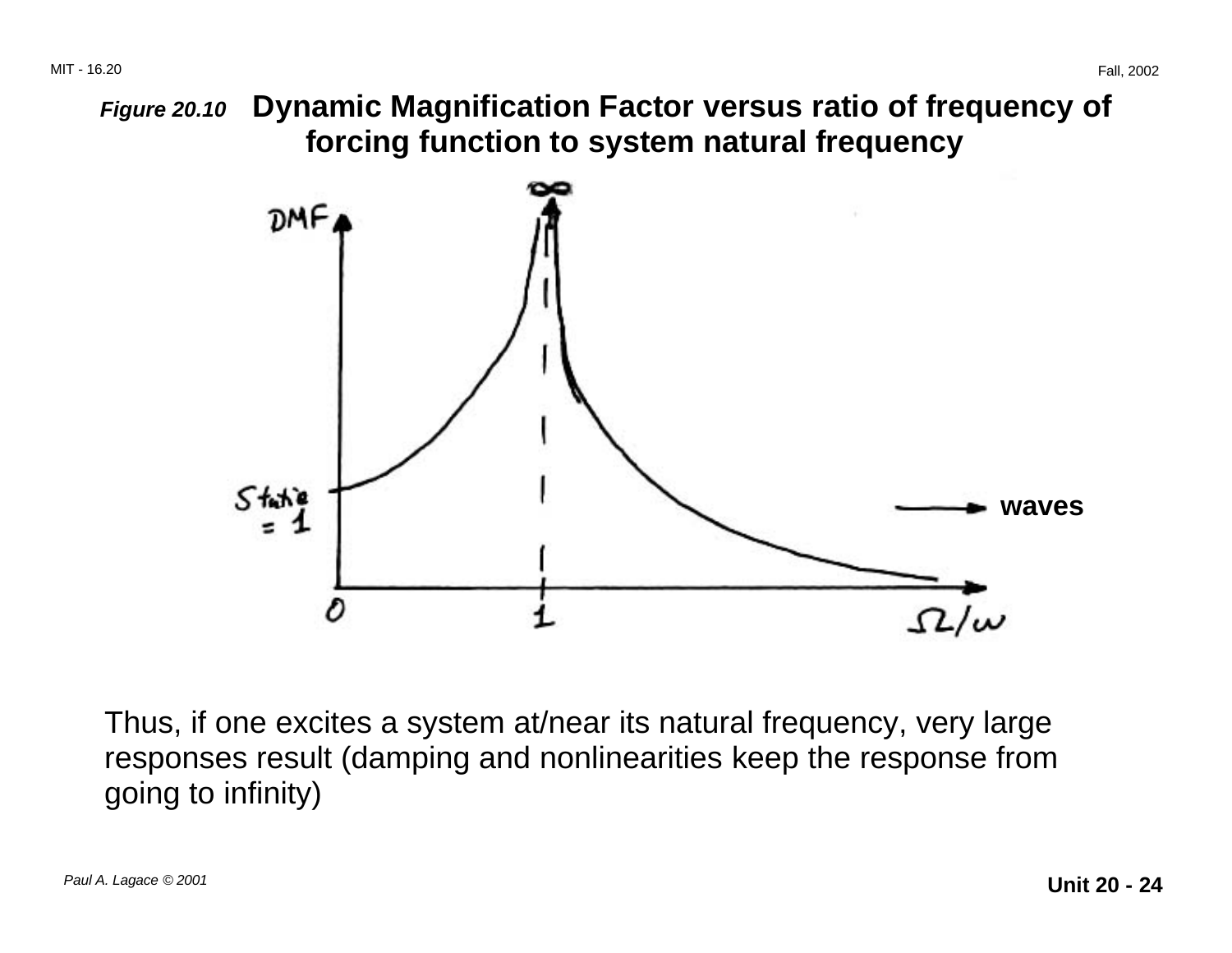***Figure 20.10*** **Dynamic Magnification Factor versus ratio of frequency of forcing function to system natural frequency**

Thus, if one excites a system at/near its natural frequency, very large responses result (damping and nonlinearities keep the response from going to infinity)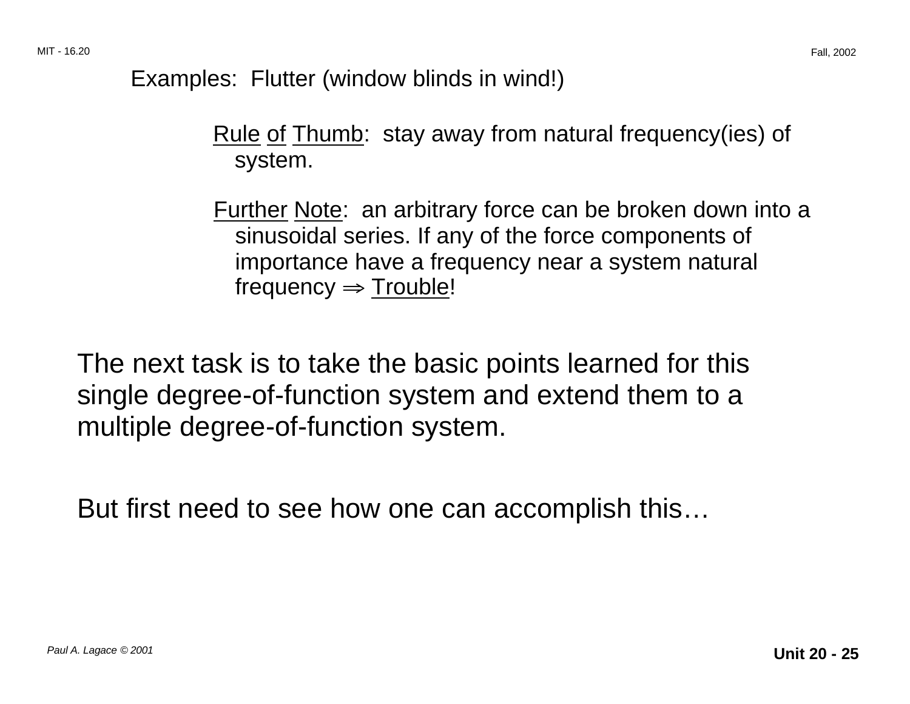Examples: Flutter (window blinds in wind!)

Rule of Thumb: stay away from natural frequency(ies) of system.

Further Note: an arbitrary force can be broken down into a sinusoidal series. If any of the force components of importance have a frequency near a system natural frequency $\Rightarrow$ Trouble!

The next task is to take the basic points learned for this single degree-of-function system and extend them to a multiple degree-of-function system.

But first need to see how one can accomplish this…